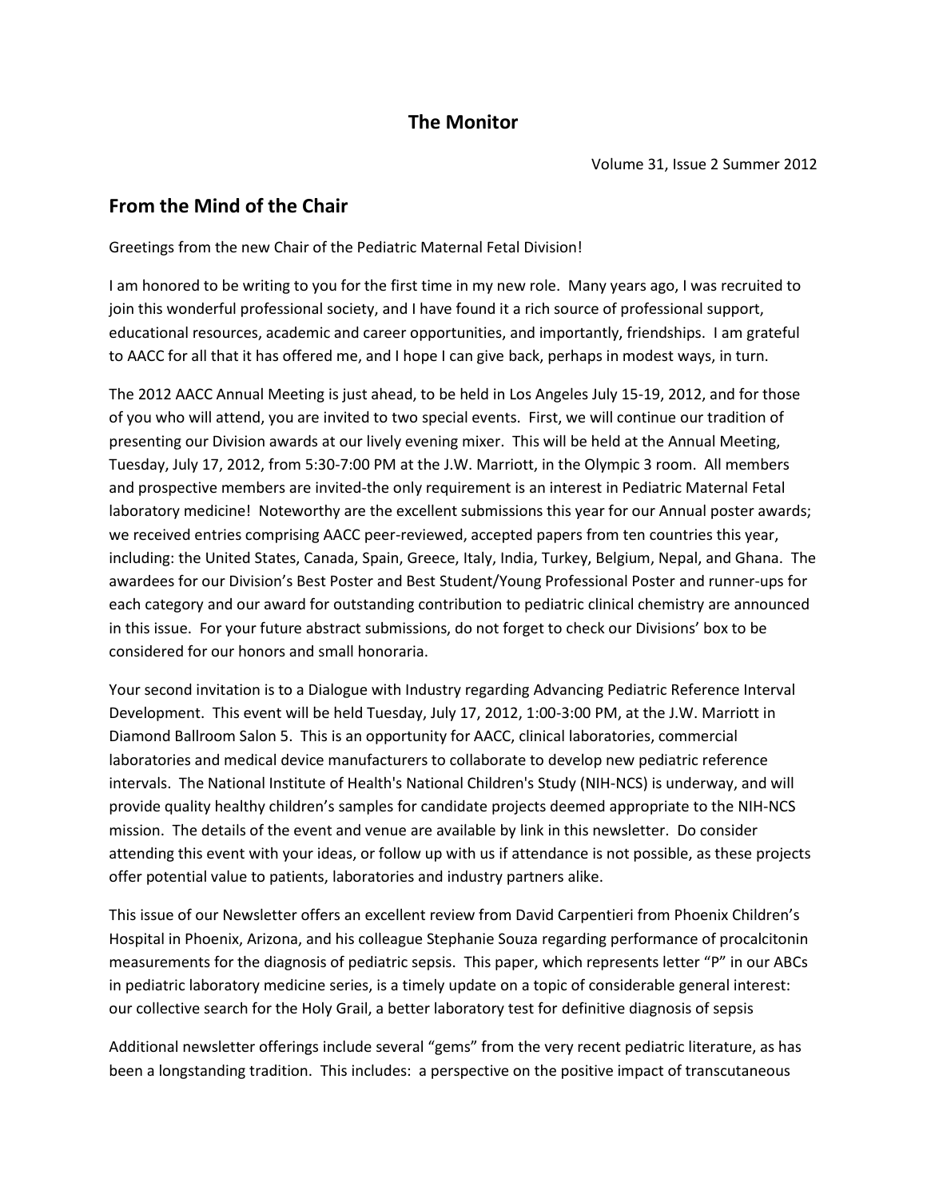# The Monitor

Volume 31, Issue 2 Summer 2012

## From the Mind of the Chair

Greetings from the new Chair of the Pediatric Maternal Fetal Division!

I am honored to be writing to you for the first time in my new role. Many years ago, I was recruited to join this wonderful professional society, and I have found it a rich source of professional support, educational resources, academic and career opportunities, and importantly, friendships. I am grateful to AACC for all that it has offered me, and I hope I can give back, perhaps in modest ways, in turn.

The 2012 AACC Annual Meeting is just ahead, to be held in Los Angeles July 15-19, 2012, and for those of you who will attend, you are invited to two special events. First, we will continue our tradition of presenting our Division awards at our lively evening mixer. This will be held at the Annual Meeting, Tuesday, July 17, 2012, from 5:30-7:00 PM at the J.W. Marriott, in the Olympic 3 room. All members and prospective members are invited-the only requirement is an interest in Pediatric Maternal Fetal laboratory medicine! Noteworthy are the excellent submissions this year for our Annual poster awards; we received entries comprising AACC peer-reviewed, accepted papers from ten countries this year, including: the United States, Canada, Spain, Greece, Italy, India, Turkey, Belgium, Nepal, and Ghana. The awardees for our Division's Best Poster and Best Student/Young Professional Poster and runner-ups for each category and our award for outstanding contribution to pediatric clinical chemistry are announced in this issue. For your future abstract submissions, do not forget to check our Divisions' box to be considered for our honors and small honoraria.

Your second invitation is to a Dialogue with Industry regarding Advancing Pediatric Reference Interval Development. This event will be held Tuesday, July 17, 2012, 1:00-3:00 PM, at the J.W. Marriott in Diamond Ballroom Salon 5. This is an opportunity for AACC, clinical laboratories, commercial laboratories and medical device manufacturers to collaborate to develop new pediatric reference intervals. The National Institute of Health's National Children's Study (NIH-NCS) is underway, and will provide quality healthy children's samples for candidate projects deemed appropriate to the NIH-NCS mission. The details of the event and venue are available by link in this newsletter. Do consider attending this event with your ideas, or follow up with us if attendance is not possible, as these projects offer potential value to patients, laboratories and industry partners alike.

This issue of our Newsletter offers an excellent review from David Carpentieri from Phoenix Children's Hospital in Phoenix, Arizona, and his colleague Stephanie Souza regarding performance of procalcitonin measurements for the diagnosis of pediatric sepsis. This paper, which represents letter "P" in our ABCs in pediatric laboratory medicine series, is a timely update on a topic of considerable general interest: our collective search for the Holy Grail, a better laboratory test for definitive diagnosis of sepsis

Additional newsletter offerings include several "gems" from the very recent pediatric literature, as has been a longstanding tradition. This includes: a perspective on the positive impact of transcutaneous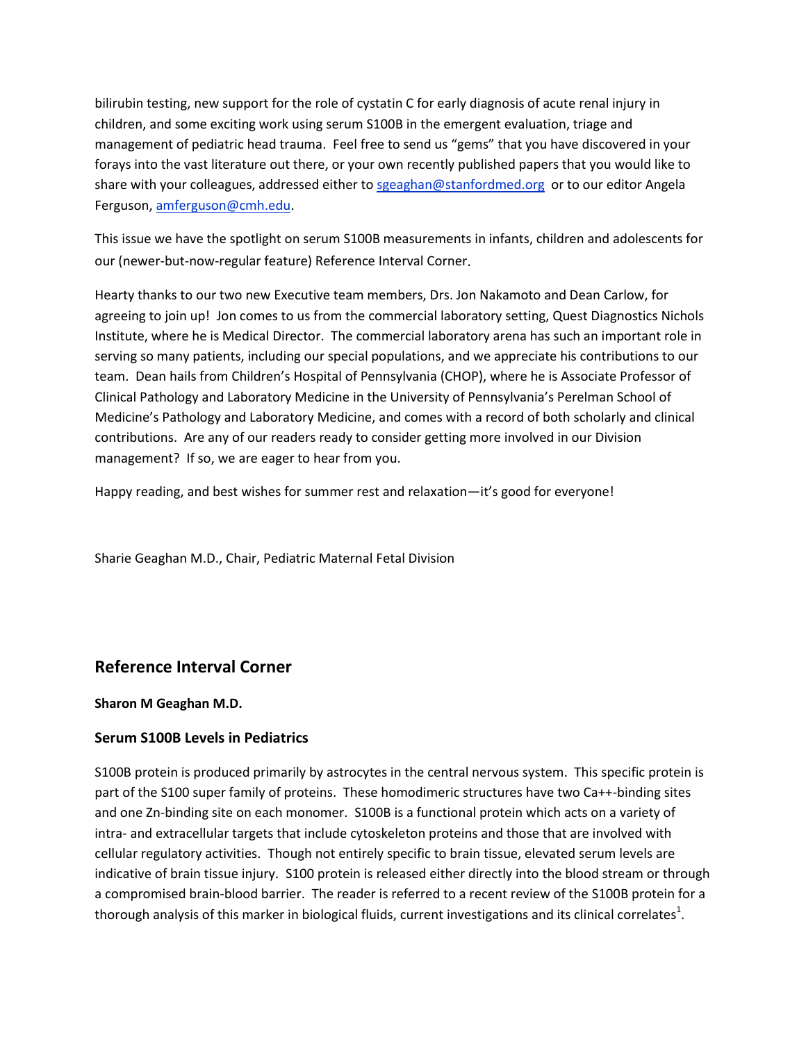bilirubin testing, new support for the role of cystatin C for early diagnosis of acute renal injury in children, and some exciting work using serum S100B in the emergent evaluation, triage and management of pediatric head trauma. Feel free to send us "gems" that you have discovered in your forays into the vast literature out there, or your own recently published papers that you would like to share with your colleagues, addressed either to sgeaghan@stanfordmed.org or to our editor Angela Ferguson, amferguson@cmh.edu.

This issue we have the spotlight on serum S100B measurements in infants, children and adolescents for our (newer-but-now-regular feature) Reference Interval Corner.

Hearty thanks to our two new Executive team members, Drs. Jon Nakamoto and Dean Carlow, for agreeing to join up! Jon comes to us from the commercial laboratory setting, Quest Diagnostics Nichols Institute, where he is Medical Director. The commercial laboratory arena has such an important role in serving so many patients, including our special populations, and we appreciate his contributions to our team. Dean hails from Children's Hospital of Pennsylvania (CHOP), where he is Associate Professor of Clinical Pathology and Laboratory Medicine in the University of Pennsylvania's Perelman School of Medicine's Pathology and Laboratory Medicine, and comes with a record of both scholarly and clinical contributions. Are any of our readers ready to consider getting more involved in our Division management? If so, we are eager to hear from you.

Happy reading, and best wishes for summer rest and relaxation—it's good for everyone!

Sharie Geaghan M.D., Chair, Pediatric Maternal Fetal Division

## Reference Interval Corner

**Sharon M Geaghan M.D.**

### Serum S100B Levels in Pediatrics

S100B protein is produced primarily by astrocytes in the central nervous system. This specific protein is part of the S100 super family of proteins. These homodimeric structures have two Ca++-binding sites and one Zn-binding site on each monomer. S100B is a functional protein which acts on a variety of intra- and extracellular targets that include cytoskeleton proteins and those that are involved with cellular regulatory activities. Though not entirely specific to brain tissue, elevated serum levels are indicative of brain tissue injury. S100 protein is released either directly into the blood stream or through a compromised brain-blood barrier. The reader is referred to a recent review of the S100B protein for a thorough analysis of this marker in biological fluids, current investigations and its clinical correlates[1].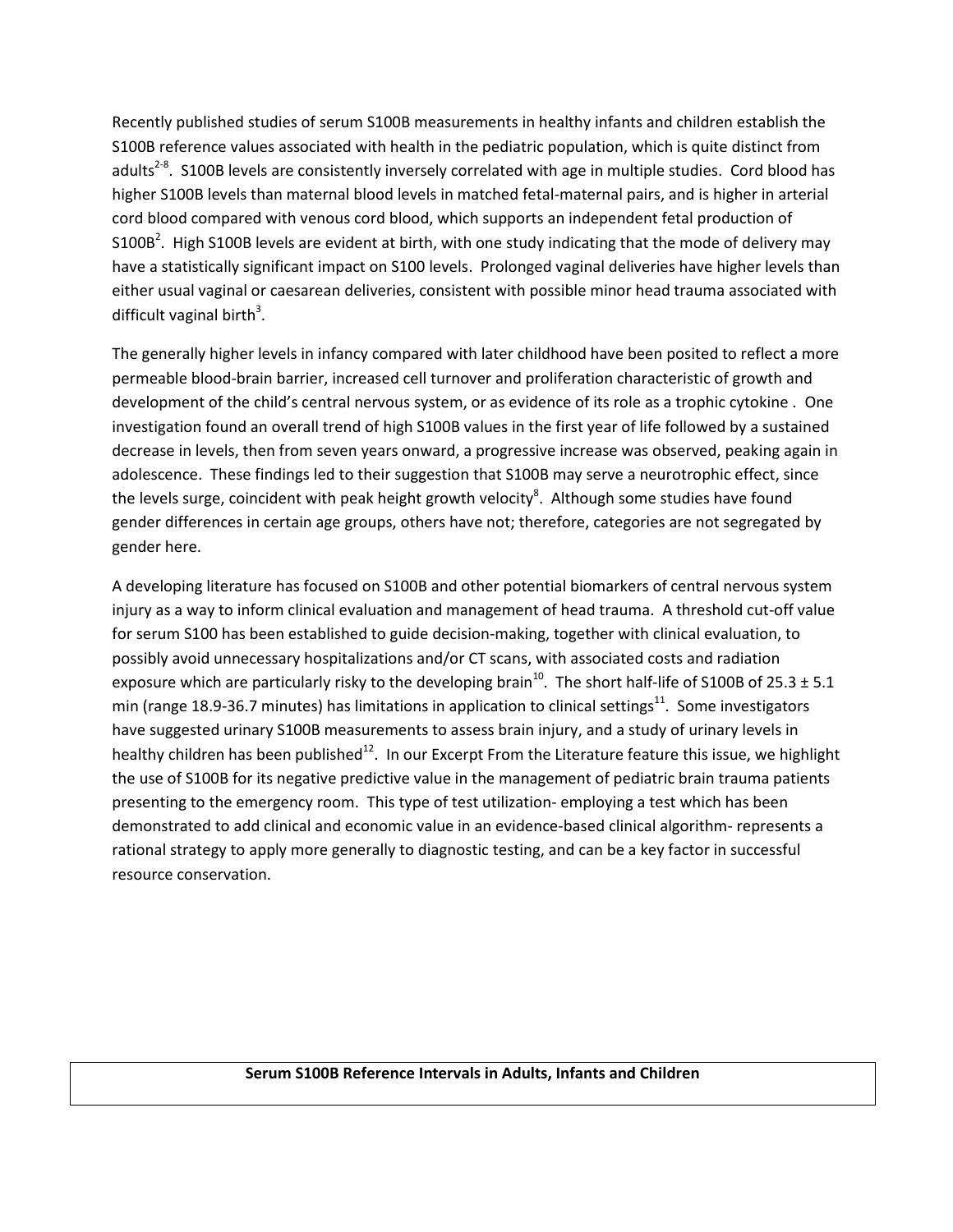Recently published studies of serum S100B measurements in healthy infants and children establish the S100B reference values associated with health in the pediatric population, which is quite distinct from adults[2-8]. S100B levels are consistently inversely correlated with age in multiple studies. Cord blood has higher S100B levels than maternal blood levels in matched fetal-maternal pairs, and is higher in arterial cord blood compared with venous cord blood, which supports an independent fetal production of S100B[2]. High S100B levels are evident at birth, with one study indicating that the mode of delivery may have a statistically significant impact on S100 levels. Prolonged vaginal deliveries have higher levels than either usual vaginal or caesarean deliveries, consistent with possible minor head trauma associated with difficult vaginal birth[3].

The generally higher levels in infancy compared with later childhood have been posited to reflect a more permeable blood-brain barrier, increased cell turnover and proliferation characteristic of growth and development of the child's central nervous system, or as evidence of its role as a trophic cytokine . One investigation found an overall trend of high S100B values in the first year of life followed by a sustained decrease in levels, then from seven years onward, a progressive increase was observed, peaking again in adolescence. These findings led to their suggestion that S100B may serve a neurotrophic effect, since the levels surge, coincident with peak height growth velocity[8]. Although some studies have found gender differences in certain age groups, others have not; therefore, categories are not segregated by gender here.

A developing literature has focused on S100B and other potential biomarkers of central nervous system injury as a way to inform clinical evaluation and management of head trauma. A threshold cut-off value for serum S100 has been established to guide decision-making, together with clinical evaluation, to possibly avoid unnecessary hospitalizations and/or CT scans, with associated costs and radiation exposure which are particularly risky to the developing brain[10]. The short half-life of S100B of 25.3 ± 5.1 min (range 18.9-36.7 minutes) has limitations in application to clinical settings[11]. Some investigators have suggested urinary S100B measurements to assess brain injury, and a study of urinary levels in healthy children has been published[12]. In our Excerpt From the Literature feature this issue, we highlight the use of S100B for its negative predictive value in the management of pediatric brain trauma patients presenting to the emergency room. This type of test utilization- employing a test which has been demonstrated to add clinical and economic value in an evidence-based clinical algorithm- represents a rational strategy to apply more generally to diagnostic testing, and can be a key factor in successful resource conservation.

| **Serum S100B Reference Intervals in Adults, Infants and Children** |
| --- |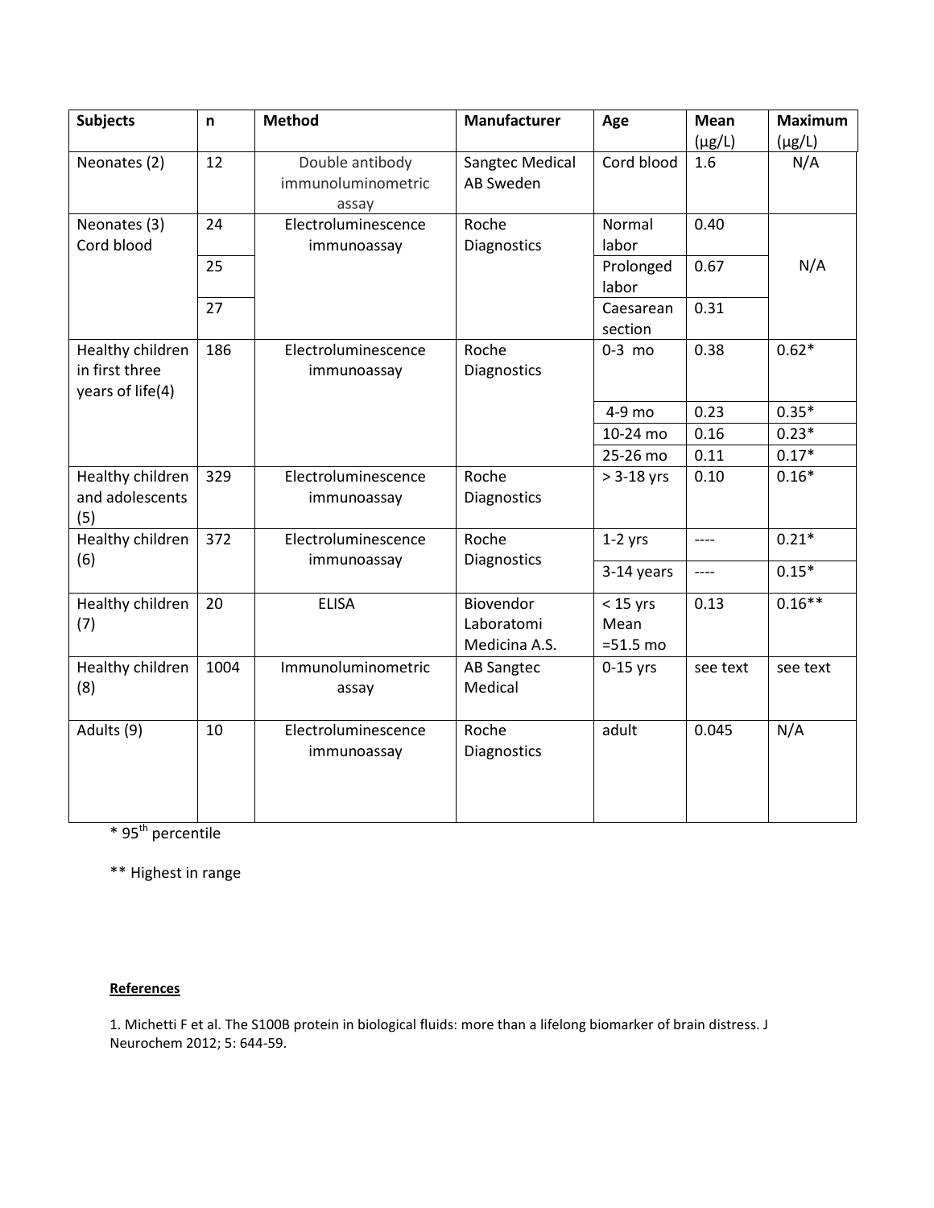| Subjects | n | Method | Manufacturer | Age | Mean (μg/L) | Maximum (μg/L) |
|---|---|---|---|---|---|---|
| Neonates (2) | 12 | Double antibody immunoluminometric assay | Sangtec Medical AB Sweden | Cord blood | 1.6 | N/A |
| Neonates (3) Cord blood | 24 | Electroluminescence immunoassay | Roche Diagnostics | Normal labor | 0.40 | N/A |
| | 25 | | | Prolonged labor | 0.67 | |
| | 27 | | | Caesarean section | 0.31 | |
| Healthy children in first three years of life(4) | 186 | Electroluminescence immunoassay | Roche Diagnostics | 0-3 mo | 0.38 | 0.62* |
| | | | | 4-9 mo | 0.23 | 0.35* |
| | | | | 10-24 mo | 0.16 | 0.23* |
| | | | | 25-26 mo | 0.11 | 0.17* |
| Healthy children and adolescents (5) | 329 | Electroluminescence immunoassay | Roche Diagnostics | > 3-18 yrs | 0.10 | 0.16* |
| Healthy children (6) | 372 | Electroluminescence immunoassay | Roche Diagnostics | 1-2 yrs | ---- | 0.21* |
| | | | | 3-14 years | ---- | 0.15* |
| Healthy children (7) | 20 | ELISA | Biovendor Laboratomi Medicina A.S. | < 15 yrs Mean =51.5 mo | 0.13 | 0.16** |
| Healthy children (8) | 1004 | Immunoluminometric assay | AB Sangtec Medical | 0-15 yrs | see text | see text |
| Adults (9) | 10 | Electroluminescence immunoassay | Roche Diagnostics | adult | 0.045 | N/A |

* 95th percentile

** Highest in range

**References**

1. Michetti F et al. The S100B protein in biological fluids: more than a lifelong biomarker of brain distress. J Neurochem 2012; 5: 644-59.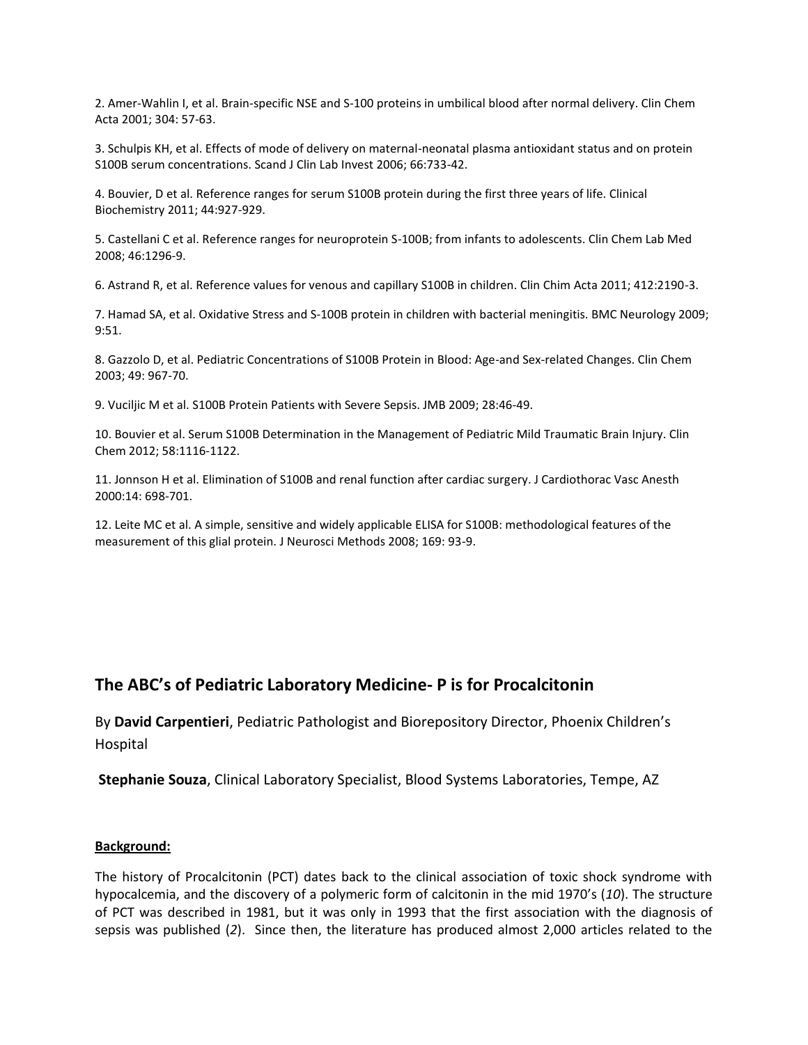2. Amer-Wahlin I, et al. Brain-specific NSE and S-100 proteins in umbilical blood after normal delivery. Clin Chem Acta 2001; 304: 57-63.

3. Schulpis KH, et al. Effects of mode of delivery on maternal-neonatal plasma antioxidant status and on protein S100B serum concentrations. Scand J Clin Lab Invest 2006; 66:733-42.

4. Bouvier, D et al. Reference ranges for serum S100B protein during the first three years of life. Clinical Biochemistry 2011; 44:927-929.

5. Castellani C et al. Reference ranges for neuroprotein S-100B; from infants to adolescents. Clin Chem Lab Med 2008; 46:1296-9.

6. Astrand R, et al. Reference values for venous and capillary S100B in children. Clin Chim Acta 2011; 412:2190-3.

7. Hamad SA, et al. Oxidative Stress and S-100B protein in children with bacterial meningitis. BMC Neurology 2009; 9:51.

8. Gazzolo D, et al. Pediatric Concentrations of S100B Protein in Blood: Age-and Sex-related Changes. Clin Chem 2003; 49: 967-70.

9. Vuciljic M et al. S100B Protein Patients with Severe Sepsis. JMB 2009; 28:46-49.

10. Bouvier et al. Serum S100B Determination in the Management of Pediatric Mild Traumatic Brain Injury. Clin Chem 2012; 58:1116-1122.

11. Jonnson H et al. Elimination of S100B and renal function after cardiac surgery. J Cardiothorac Vasc Anesth 2000:14: 698-701.

12. Leite MC et al. A simple, sensitive and widely applicable ELISA for S100B: methodological features of the measurement of this glial protein. J Neurosci Methods 2008; 169: 93-9.

## The ABC's of Pediatric Laboratory Medicine- P is for Procalcitonin

By **David Carpentieri**, Pediatric Pathologist and Biorepository Director, Phoenix Children's Hospital

**Stephanie Souza**, Clinical Laboratory Specialist, Blood Systems Laboratories, Tempe, AZ

**Background:**

The history of Procalcitonin (PCT) dates back to the clinical association of toxic shock syndrome with hypocalcemia, and the discovery of a polymeric form of calcitonin in the mid 1970's (*10*). The structure of PCT was described in 1981, but it was only in 1993 that the first association with the diagnosis of sepsis was published (*2*). Since then, the literature has produced almost 2,000 articles related to the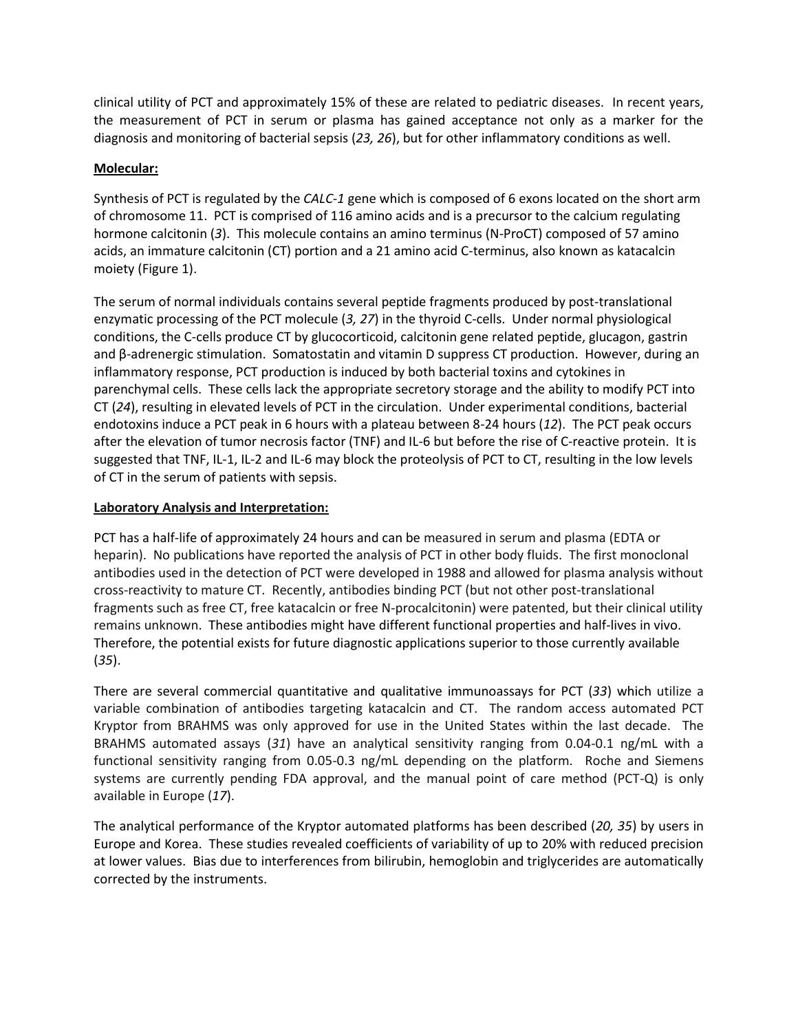clinical utility of PCT and approximately 15% of these are related to pediatric diseases. In recent years, the measurement of PCT in serum or plasma has gained acceptance not only as a marker for the diagnosis and monitoring of bacterial sepsis (*23, 26*), but for other inflammatory conditions as well.

**Molecular:**

Synthesis of PCT is regulated by the *CALC-1* gene which is composed of 6 exons located on the short arm of chromosome 11. PCT is comprised of 116 amino acids and is a precursor to the calcium regulating hormone calcitonin (*3*). This molecule contains an amino terminus (N-ProCT) composed of 57 amino acids, an immature calcitonin (CT) portion and a 21 amino acid C-terminus, also known as katacalcin moiety (Figure 1).

The serum of normal individuals contains several peptide fragments produced by post-translational enzymatic processing of the PCT molecule (*3, 27*) in the thyroid C-cells. Under normal physiological conditions, the C-cells produce CT by glucocorticoid, calcitonin gene related peptide, glucagon, gastrin and β-adrenergic stimulation. Somatostatin and vitamin D suppress CT production. However, during an inflammatory response, PCT production is induced by both bacterial toxins and cytokines in parenchymal cells. These cells lack the appropriate secretory storage and the ability to modify PCT into CT (*24*), resulting in elevated levels of PCT in the circulation. Under experimental conditions, bacterial endotoxins induce a PCT peak in 6 hours with a plateau between 8-24 hours (*12*). The PCT peak occurs after the elevation of tumor necrosis factor (TNF) and IL-6 but before the rise of C-reactive protein. It is suggested that TNF, IL-1, IL-2 and IL-6 may block the proteolysis of PCT to CT, resulting in the low levels of CT in the serum of patients with sepsis.

**Laboratory Analysis and Interpretation:**

PCT has a half-life of approximately 24 hours and can be measured in serum and plasma (EDTA or heparin). No publications have reported the analysis of PCT in other body fluids. The first monoclonal antibodies used in the detection of PCT were developed in 1988 and allowed for plasma analysis without cross-reactivity to mature CT. Recently, antibodies binding PCT (but not other post-translational fragments such as free CT, free katacalcin or free N-procalcitonin) were patented, but their clinical utility remains unknown. These antibodies might have different functional properties and half-lives in vivo. Therefore, the potential exists for future diagnostic applications superior to those currently available (*35*).

There are several commercial quantitative and qualitative immunoassays for PCT (*33*) which utilize a variable combination of antibodies targeting katacalcin and CT. The random access automated PCT Kryptor from BRAHMS was only approved for use in the United States within the last decade. The BRAHMS automated assays (*31*) have an analytical sensitivity ranging from 0.04-0.1 ng/mL with a functional sensitivity ranging from 0.05-0.3 ng/mL depending on the platform. Roche and Siemens systems are currently pending FDA approval, and the manual point of care method (PCT-Q) is only available in Europe (*17*).

The analytical performance of the Kryptor automated platforms has been described (*20, 35*) by users in Europe and Korea. These studies revealed coefficients of variability of up to 20% with reduced precision at lower values. Bias due to interferences from bilirubin, hemoglobin and triglycerides are automatically corrected by the instruments.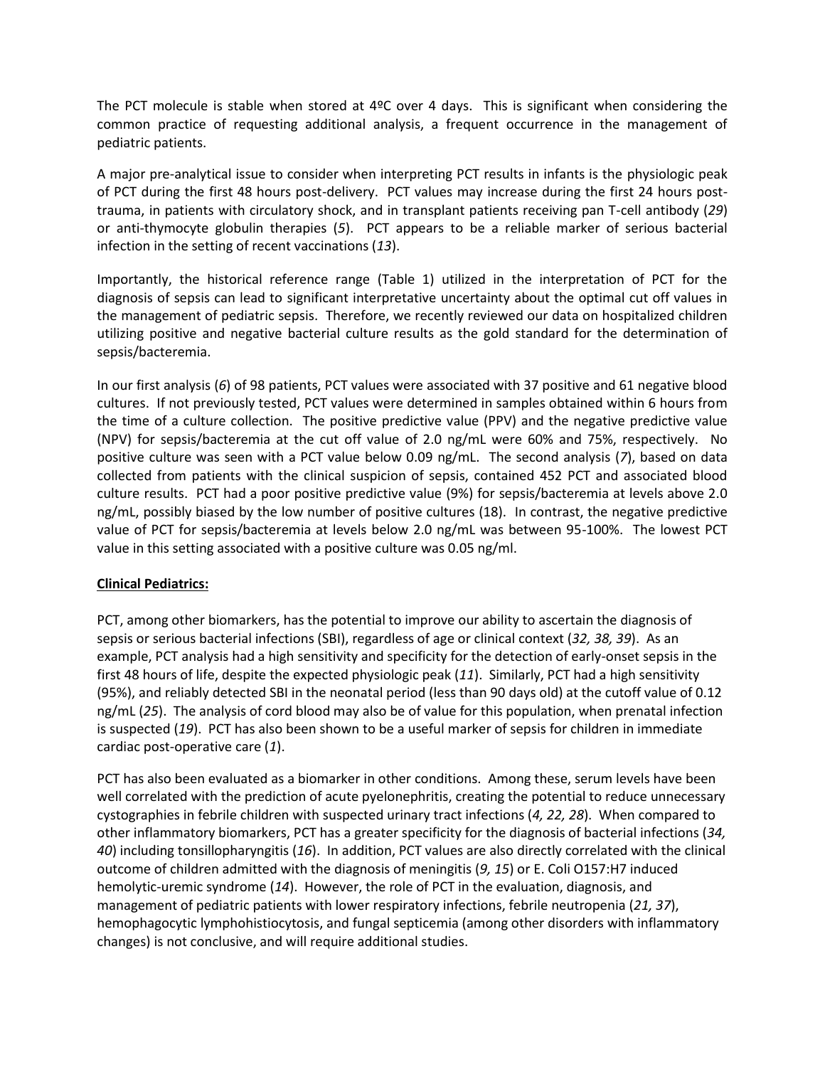The PCT molecule is stable when stored at 4ºC over 4 days. This is significant when considering the common practice of requesting additional analysis, a frequent occurrence in the management of pediatric patients.

A major pre-analytical issue to consider when interpreting PCT results in infants is the physiologic peak of PCT during the first 48 hours post-delivery. PCT values may increase during the first 24 hours post-trauma, in patients with circulatory shock, and in transplant patients receiving pan T-cell antibody (*29*) or anti-thymocyte globulin therapies (*5*). PCT appears to be a reliable marker of serious bacterial infection in the setting of recent vaccinations (*13*).

Importantly, the historical reference range (Table 1) utilized in the interpretation of PCT for the diagnosis of sepsis can lead to significant interpretative uncertainty about the optimal cut off values in the management of pediatric sepsis. Therefore, we recently reviewed our data on hospitalized children utilizing positive and negative bacterial culture results as the gold standard for the determination of sepsis/bacteremia.

In our first analysis (*6*) of 98 patients, PCT values were associated with 37 positive and 61 negative blood cultures. If not previously tested, PCT values were determined in samples obtained within 6 hours from the time of a culture collection. The positive predictive value (PPV) and the negative predictive value (NPV) for sepsis/bacteremia at the cut off value of 2.0 ng/mL were 60% and 75%, respectively. No positive culture was seen with a PCT value below 0.09 ng/mL. The second analysis (*7*), based on data collected from patients with the clinical suspicion of sepsis, contained 452 PCT and associated blood culture results. PCT had a poor positive predictive value (9%) for sepsis/bacteremia at levels above 2.0 ng/mL, possibly biased by the low number of positive cultures (18). In contrast, the negative predictive value of PCT for sepsis/bacteremia at levels below 2.0 ng/mL was between 95-100%. The lowest PCT value in this setting associated with a positive culture was 0.05 ng/ml.

**<u>Clinical Pediatrics:</u>**

PCT, among other biomarkers, has the potential to improve our ability to ascertain the diagnosis of sepsis or serious bacterial infections (SBI), regardless of age or clinical context (*32, 38, 39*). As an example, PCT analysis had a high sensitivity and specificity for the detection of early-onset sepsis in the first 48 hours of life, despite the expected physiologic peak (*11*). Similarly, PCT had a high sensitivity (95%), and reliably detected SBI in the neonatal period (less than 90 days old) at the cutoff value of 0.12 ng/mL (*25*). The analysis of cord blood may also be of value for this population, when prenatal infection is suspected (*19*). PCT has also been shown to be a useful marker of sepsis for children in immediate cardiac post-operative care (*1*).

PCT has also been evaluated as a biomarker in other conditions. Among these, serum levels have been well correlated with the prediction of acute pyelonephritis, creating the potential to reduce unnecessary cystographies in febrile children with suspected urinary tract infections (*4, 22, 28*). When compared to other inflammatory biomarkers, PCT has a greater specificity for the diagnosis of bacterial infections (*34, 40*) including tonsillopharyngitis (*16*). In addition, PCT values are also directly correlated with the clinical outcome of children admitted with the diagnosis of meningitis (*9, 15*) or E. Coli O157:H7 induced hemolytic-uremic syndrome (*14*). However, the role of PCT in the evaluation, diagnosis, and management of pediatric patients with lower respiratory infections, febrile neutropenia (*21, 37*), hemophagocytic lymphohistiocytosis, and fungal septicemia (among other disorders with inflammatory changes) is not conclusive, and will require additional studies.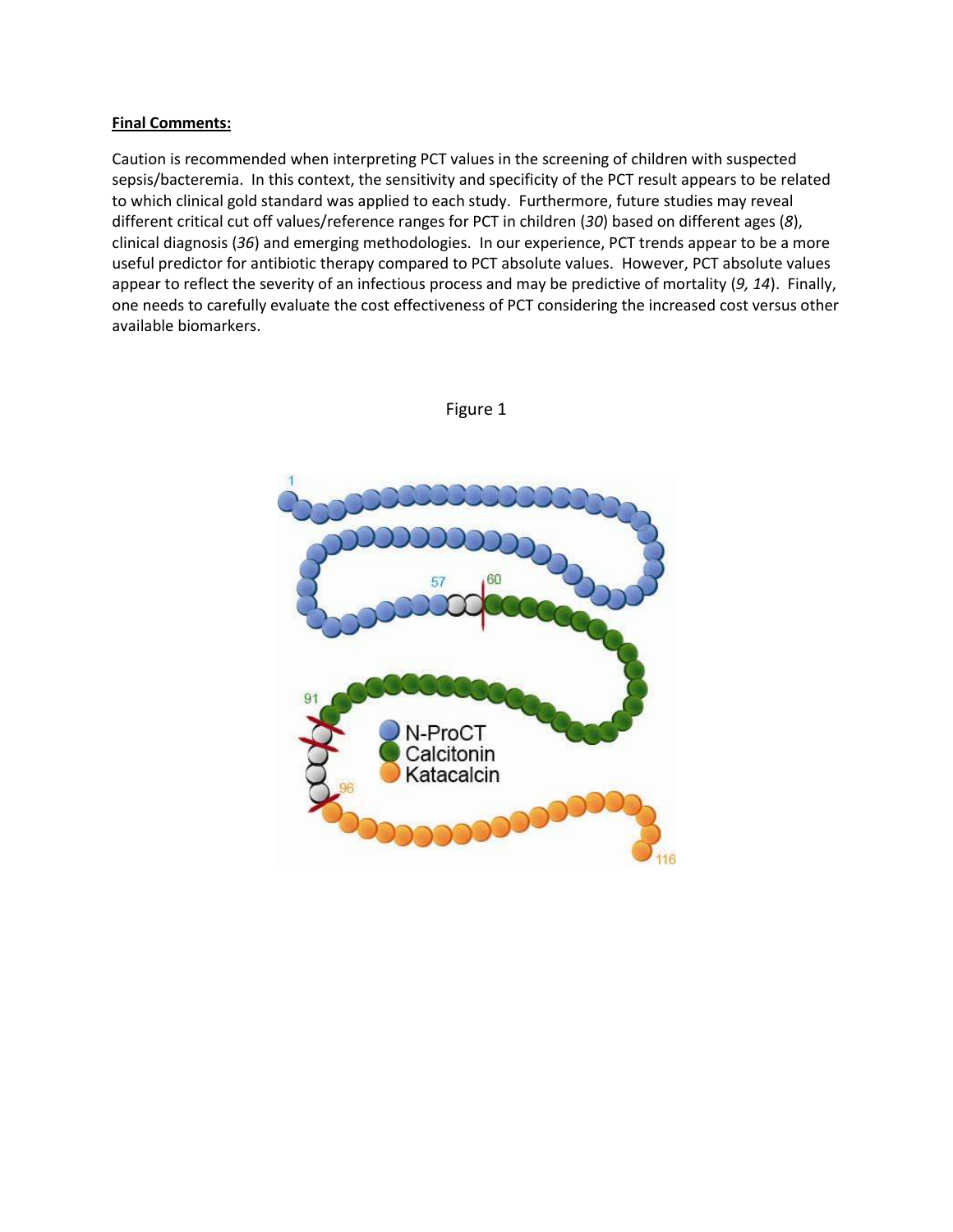**Final Comments:**

Caution is recommended when interpreting PCT values in the screening of children with suspected sepsis/bacteremia. In this context, the sensitivity and specificity of the PCT result appears to be related to which clinical gold standard was applied to each study. Furthermore, future studies may reveal different critical cut off values/reference ranges for PCT in children (*30*) based on different ages (*8*), clinical diagnosis (*36*) and emerging methodologies. In our experience, PCT trends appear to be a more useful predictor for antibiotic therapy compared to PCT absolute values. However, PCT absolute values appear to reflect the severity of an infectious process and may be predictive of mortality (*9, 14*). Finally, one needs to carefully evaluate the cost effectiveness of PCT considering the increased cost versus other available biomarkers.

Figure 1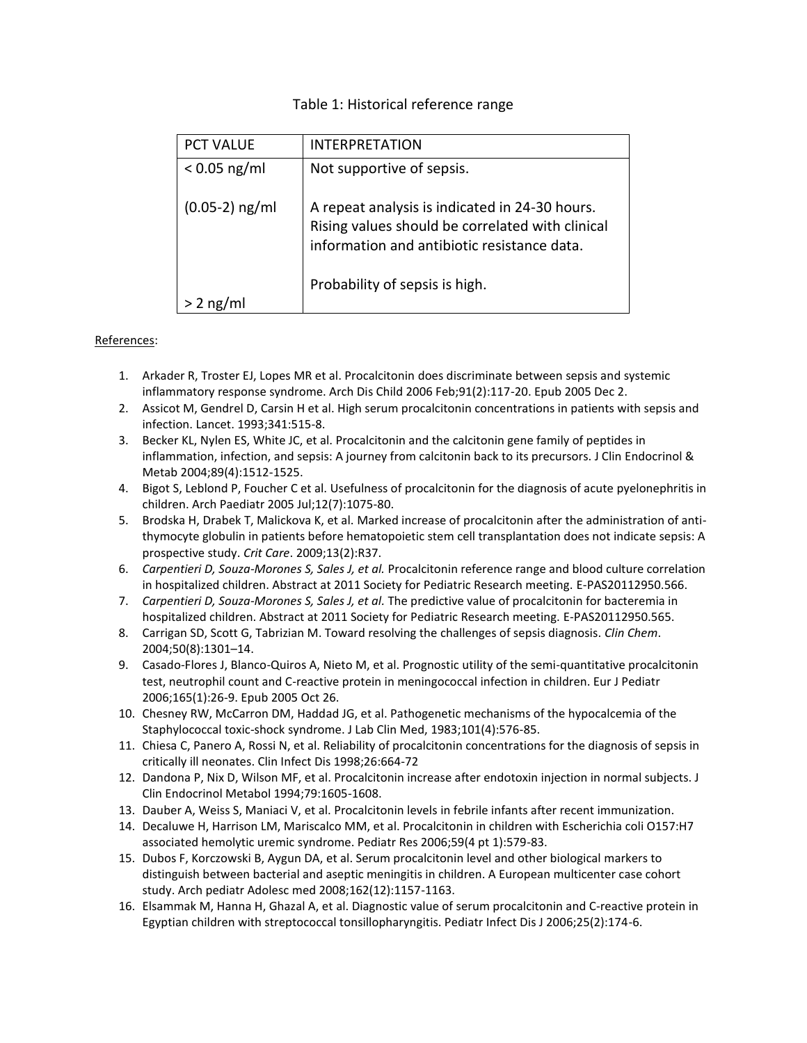Table 1: Historical reference range

| PCT VALUE | INTERPRETATION |
|---|---|
| < 0.05 ng/ml | Not supportive of sepsis. |
| (0.05-2) ng/ml | A repeat analysis is indicated in 24-30 hours. Rising values should be correlated with clinical information and antibiotic resistance data. |
| > 2 ng/ml | Probability of sepsis is high. |

References:

1. Arkader R, Troster EJ, Lopes MR et al. Procalcitonin does discriminate between sepsis and systemic inflammatory response syndrome. Arch Dis Child 2006 Feb;91(2):117-20. Epub 2005 Dec 2.
2. Assicot M, Gendrel D, Carsin H et al. High serum procalcitonin concentrations in patients with sepsis and infection. Lancet. 1993;341:515-8.
3. Becker KL, Nylen ES, White JC, et al. Procalcitonin and the calcitonin gene family of peptides in inflammation, infection, and sepsis: A journey from calcitonin back to its precursors. J Clin Endocrinol & Metab 2004;89(4):1512-1525.
4. Bigot S, Leblond P, Foucher C et al. Usefulness of procalcitonin for the diagnosis of acute pyelonephritis in children. Arch Paediatr 2005 Jul;12(7):1075-80.
5. Brodska H, Drabek T, Malickova K, et al. Marked increase of procalcitonin after the administration of anti-thymocyte globulin in patients before hematopoietic stem cell transplantation does not indicate sepsis: A prospective study. *Crit Care*. 2009;13(2):R37.
6. *Carpentieri D, Souza-Morones S, Sales J, et al.* Procalcitonin reference range and blood culture correlation in hospitalized children. Abstract at 2011 Society for Pediatric Research meeting. E-PAS20112950.566.
7. *Carpentieri D, Souza-Morones S, Sales J, et al.* The predictive value of procalcitonin for bacteremia in hospitalized children. Abstract at 2011 Society for Pediatric Research meeting. E-PAS20112950.565.
8. Carrigan SD, Scott G, Tabrizian M. Toward resolving the challenges of sepsis diagnosis. *Clin Chem*. 2004;50(8):1301–14.
9. Casado-Flores J, Blanco-Quiros A, Nieto M, et al. Prognostic utility of the semi-quantitative procalcitonin test, neutrophil count and C-reactive protein in meningococcal infection in children. Eur J Pediatr 2006;165(1):26-9. Epub 2005 Oct 26.
10. Chesney RW, McCarron DM, Haddad JG, et al. Pathogenetic mechanisms of the hypocalcemia of the Staphylococcal toxic-shock syndrome. J Lab Clin Med, 1983;101(4):576-85.
11. Chiesa C, Panero A, Rossi N, et al. Reliability of procalcitonin concentrations for the diagnosis of sepsis in critically ill neonates. Clin Infect Dis 1998;26:664-72
12. Dandona P, Nix D, Wilson MF, et al. Procalcitonin increase after endotoxin injection in normal subjects. J Clin Endocrinol Metabol 1994;79:1605-1608.
13. Dauber A, Weiss S, Maniaci V, et al. Procalcitonin levels in febrile infants after recent immunization.
14. Decaluwe H, Harrison LM, Mariscalco MM, et al. Procalcitonin in children with Escherichia coli O157:H7 associated hemolytic uremic syndrome. Pediatr Res 2006;59(4 pt 1):579-83.
15. Dubos F, Korczowski B, Aygun DA, et al. Serum procalcitonin level and other biological markers to distinguish between bacterial and aseptic meningitis in children. A European multicenter case cohort study. Arch pediatr Adolesc med 2008;162(12):1157-1163.
16. Elsammak M, Hanna H, Ghazal A, et al. Diagnostic value of serum procalcitonin and C-reactive protein in Egyptian children with streptococcal tonsillopharyngitis. Pediatr Infect Dis J 2006;25(2):174-6.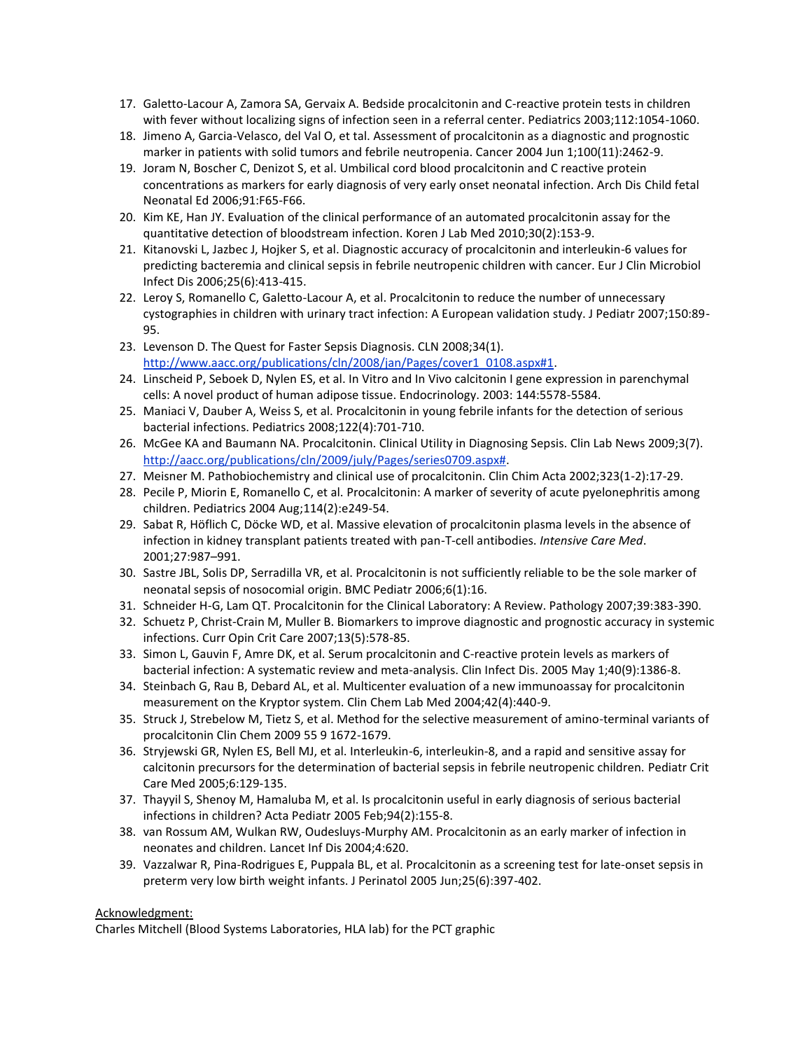17. Galetto-Lacour A, Zamora SA, Gervaix A. Bedside procalcitonin and C-reactive protein tests in children with fever without localizing signs of infection seen in a referral center. Pediatrics 2003;112:1054-1060.
18. Jimeno A, Garcia-Velasco, del Val O, et tal. Assessment of procalcitonin as a diagnostic and prognostic marker in patients with solid tumors and febrile neutropenia. Cancer 2004 Jun 1;100(11):2462-9.
19. Joram N, Boscher C, Denizot S, et al. Umbilical cord blood procalcitonin and C reactive protein concentrations as markers for early diagnosis of very early onset neonatal infection. Arch Dis Child fetal Neonatal Ed 2006;91:F65-F66.
20. Kim KE, Han JY. Evaluation of the clinical performance of an automated procalcitonin assay for the quantitative detection of bloodstream infection. Koren J Lab Med 2010;30(2):153-9.
21. Kitanovski L, Jazbec J, Hojker S, et al. Diagnostic accuracy of procalcitonin and interleukin-6 values for predicting bacteremia and clinical sepsis in febrile neutropenic children with cancer. Eur J Clin Microbiol Infect Dis 2006;25(6):413-415.
22. Leroy S, Romanello C, Galetto-Lacour A, et al. Procalcitonin to reduce the number of unnecessary cystographies in children with urinary tract infection: A European validation study. J Pediatr 2007;150:89-95.
23. Levenson D. The Quest for Faster Sepsis Diagnosis. CLN 2008;34(1). http://www.aacc.org/publications/cln/2008/jan/Pages/cover1_0108.aspx#1.
24. Linscheid P, Seboek D, Nylen ES, et al. In Vitro and In Vivo calcitonin I gene expression in parenchymal cells: A novel product of human adipose tissue. Endocrinology. 2003: 144:5578-5584.
25. Maniaci V, Dauber A, Weiss S, et al. Procalcitonin in young febrile infants for the detection of serious bacterial infections. Pediatrics 2008;122(4):701-710.
26. McGee KA and Baumann NA. Procalcitonin. Clinical Utility in Diagnosing Sepsis. Clin Lab News 2009;3(7). http://aacc.org/publications/cln/2009/july/Pages/series0709.aspx#.
27. Meisner M. Pathobiochemistry and clinical use of procalcitonin. Clin Chim Acta 2002;323(1-2):17-29.
28. Pecile P, Miorin E, Romanello C, et al. Procalcitonin: A marker of severity of acute pyelonephritis among children. Pediatrics 2004 Aug;114(2):e249-54.
29. Sabat R, Höflich C, Döcke WD, et al. Massive elevation of procalcitonin plasma levels in the absence of infection in kidney transplant patients treated with pan-T-cell antibodies. *Intensive Care Med*. 2001;27:987–991.
30. Sastre JBL, Solis DP, Serradilla VR, et al. Procalcitonin is not sufficiently reliable to be the sole marker of neonatal sepsis of nosocomial origin. BMC Pediatr 2006;6(1):16.
31. Schneider H-G, Lam QT. Procalcitonin for the Clinical Laboratory: A Review. Pathology 2007;39:383-390.
32. Schuetz P, Christ-Crain M, Muller B. Biomarkers to improve diagnostic and prognostic accuracy in systemic infections. Curr Opin Crit Care 2007;13(5):578-85.
33. Simon L, Gauvin F, Amre DK, et al. Serum procalcitonin and C-reactive protein levels as markers of bacterial infection: A systematic review and meta-analysis. Clin Infect Dis. 2005 May 1;40(9):1386-8.
34. Steinbach G, Rau B, Debard AL, et al. Multicenter evaluation of a new immunoassay for procalcitonin measurement on the Kryptor system. Clin Chem Lab Med 2004;42(4):440-9.
35. Struck J, Strebelow M, Tietz S, et al. Method for the selective measurement of amino-terminal variants of procalcitonin Clin Chem 2009 55 9 1672-1679.
36. Stryjewski GR, Nylen ES, Bell MJ, et al. Interleukin-6, interleukin-8, and a rapid and sensitive assay for calcitonin precursors for the determination of bacterial sepsis in febrile neutropenic children. Pediatr Crit Care Med 2005;6:129-135.
37. Thayyil S, Shenoy M, Hamaluba M, et al. Is procalcitonin useful in early diagnosis of serious bacterial infections in children? Acta Pediatr 2005 Feb;94(2):155-8.
38. van Rossum AM, Wulkan RW, Oudesluys-Murphy AM. Procalcitonin as an early marker of infection in neonates and children. Lancet Inf Dis 2004;4:620.
39. Vazzalwar R, Pina-Rodrigues E, Puppala BL, et al. Procalcitonin as a screening test for late-onset sepsis in preterm very low birth weight infants. J Perinatol 2005 Jun;25(6):397-402.

Acknowledgment:

Charles Mitchell (Blood Systems Laboratories, HLA lab) for the PCT graphic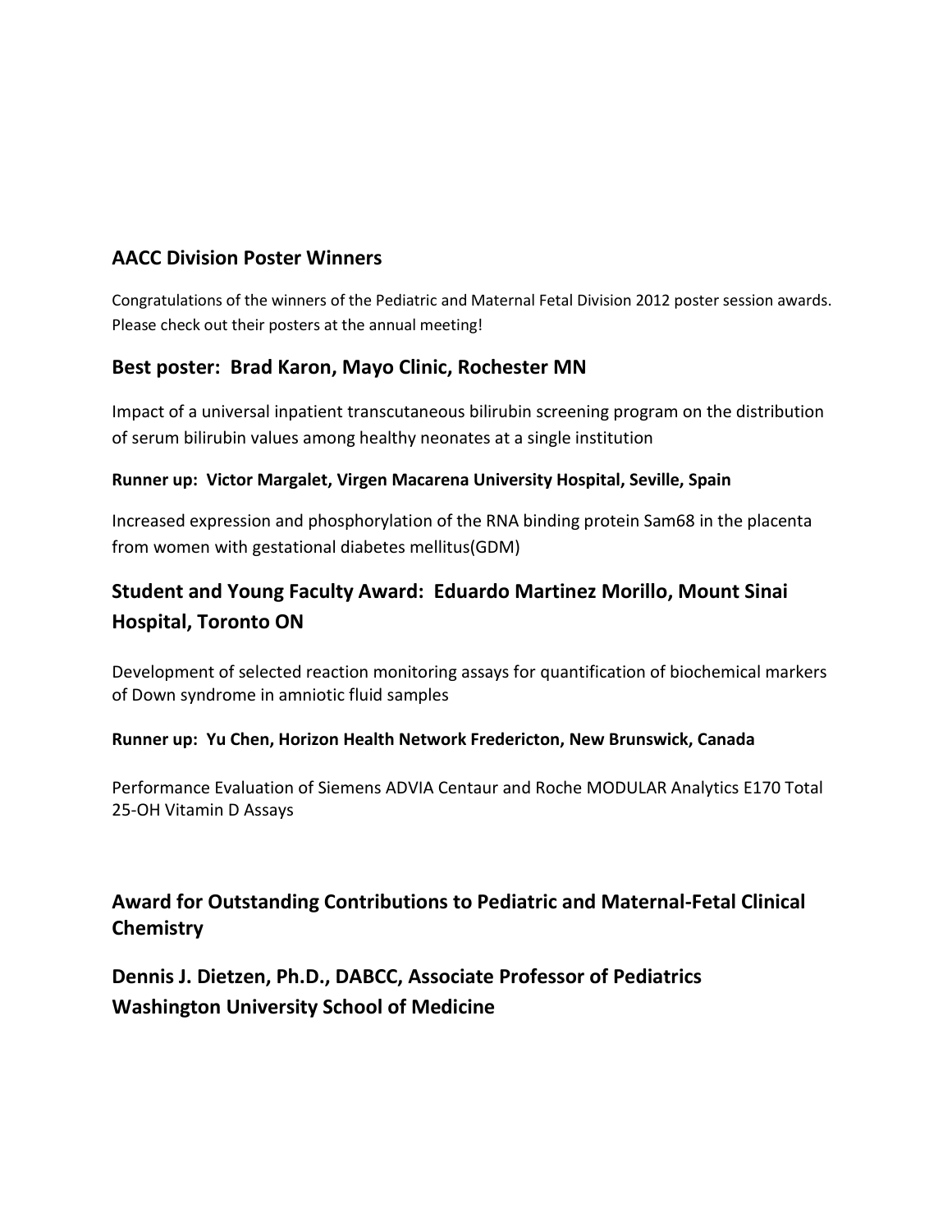## AACC Division Poster Winners

Congratulations of the winners of the Pediatric and Maternal Fetal Division 2012 poster session awards. Please check out their posters at the annual meeting!

### Best poster: Brad Karon, Mayo Clinic, Rochester MN

Impact of a universal inpatient transcutaneous bilirubin screening program on the distribution of serum bilirubin values among healthy neonates at a single institution

#### Runner up: Victor Margalet, Virgen Macarena University Hospital, Seville, Spain

Increased expression and phosphorylation of the RNA binding protein Sam68 in the placenta from women with gestational diabetes mellitus(GDM)

### Student and Young Faculty Award: Eduardo Martinez Morillo, Mount Sinai Hospital, Toronto ON

Development of selected reaction monitoring assays for quantification of biochemical markers of Down syndrome in amniotic fluid samples

#### Runner up: Yu Chen, Horizon Health Network Fredericton, New Brunswick, Canada

Performance Evaluation of Siemens ADVIA Centaur and Roche MODULAR Analytics E170 Total 25-OH Vitamin D Assays

### Award for Outstanding Contributions to Pediatric and Maternal-Fetal Clinical Chemistry

### Dennis J. Dietzen, Ph.D., DABCC, Associate Professor of Pediatrics Washington University School of Medicine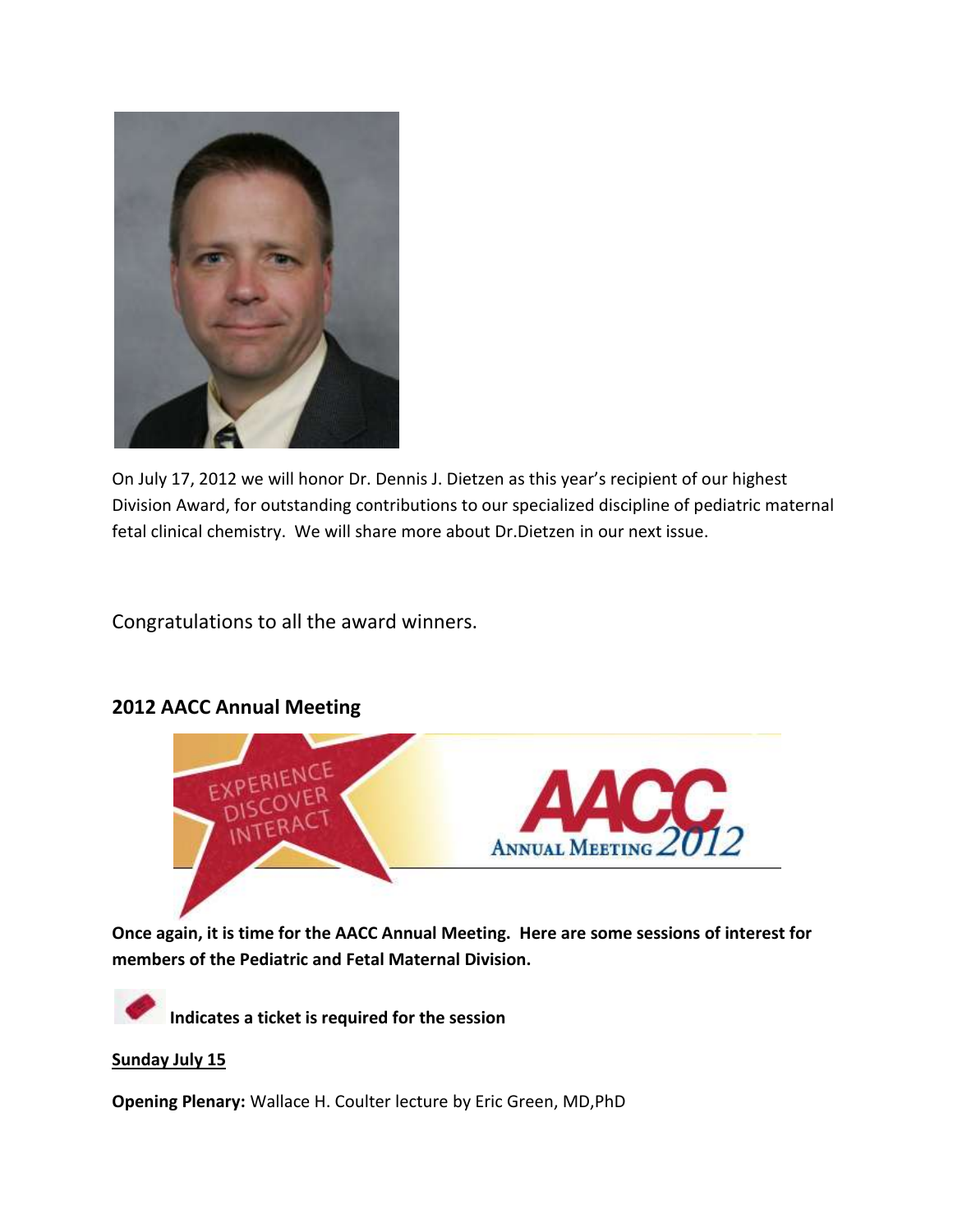On July 17, 2012 we will honor Dr. Dennis J. Dietzen as this year's recipient of our highest Division Award, for outstanding contributions to our specialized discipline of pediatric maternal fetal clinical chemistry. We will share more about Dr.Dietzen in our next issue.

Congratulations to all the award winners.

## 2012 AACC Annual Meeting

**Once again, it is time for the AACC Annual Meeting. Here are some sessions of interest for members of the Pediatric and Fetal Maternal Division.**

**Indicates a ticket is required for the session**

**Sunday July 15**

**Opening Plenary:** Wallace H. Coulter lecture by Eric Green, MD,PhD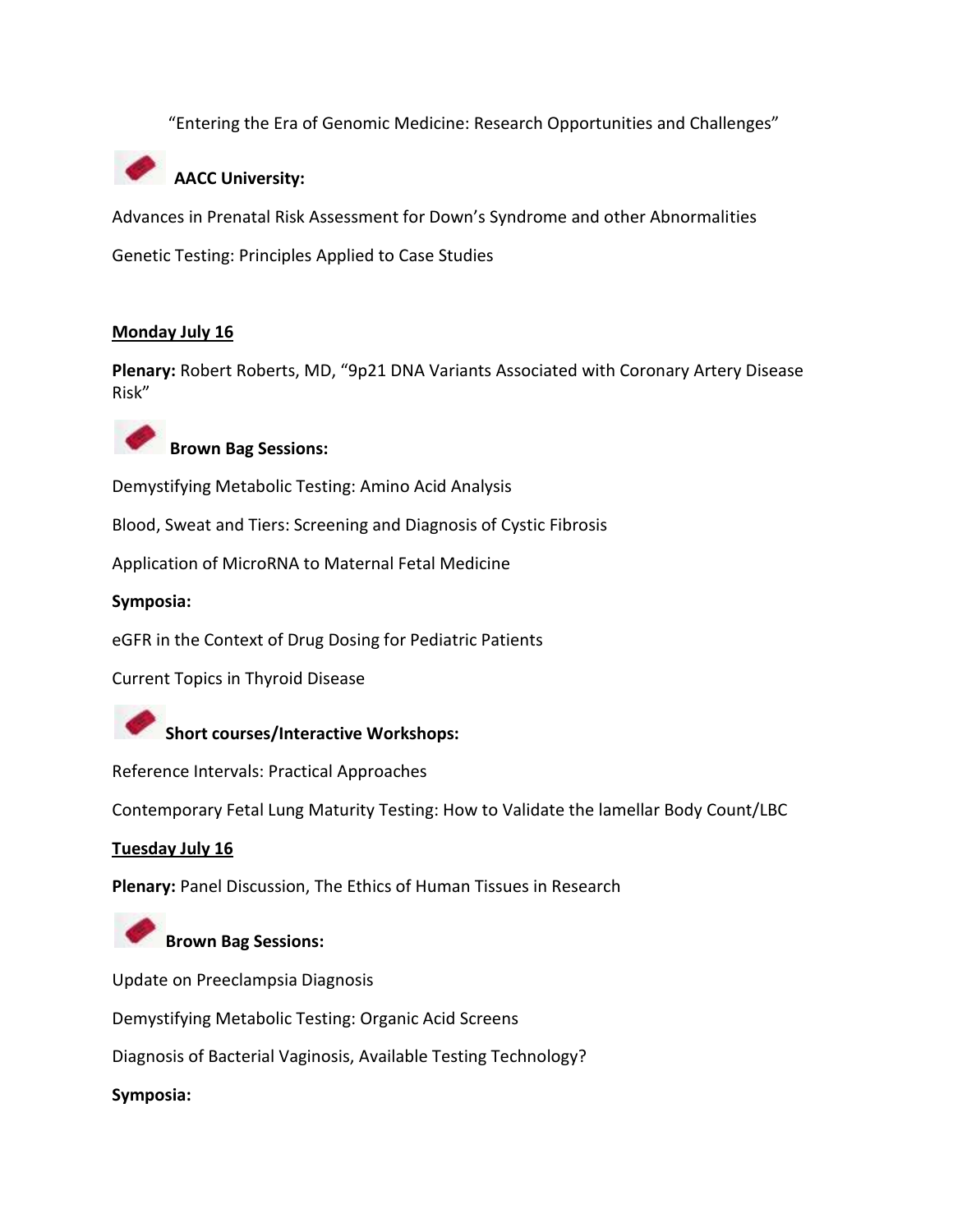"Entering the Era of Genomic Medicine: Research Opportunities and Challenges"

**AACC University:**

Advances in Prenatal Risk Assessment for Down's Syndrome and other Abnormalities

Genetic Testing: Principles Applied to Case Studies

**Monday July 16**

**Plenary:** Robert Roberts, MD, "9p21 DNA Variants Associated with Coronary Artery Disease Risk"

**Brown Bag Sessions:**

Demystifying Metabolic Testing: Amino Acid Analysis

Blood, Sweat and Tiers: Screening and Diagnosis of Cystic Fibrosis

Application of MicroRNA to Maternal Fetal Medicine

**Symposia:**

eGFR in the Context of Drug Dosing for Pediatric Patients

Current Topics in Thyroid Disease

**Short courses/Interactive Workshops:**

Reference Intervals: Practical Approaches

Contemporary Fetal Lung Maturity Testing: How to Validate the lamellar Body Count/LBC

**Tuesday July 16**

**Plenary:** Panel Discussion, The Ethics of Human Tissues in Research

**Brown Bag Sessions:**

Update on Preeclampsia Diagnosis

Demystifying Metabolic Testing: Organic Acid Screens

Diagnosis of Bacterial Vaginosis, Available Testing Technology?

**Symposia:**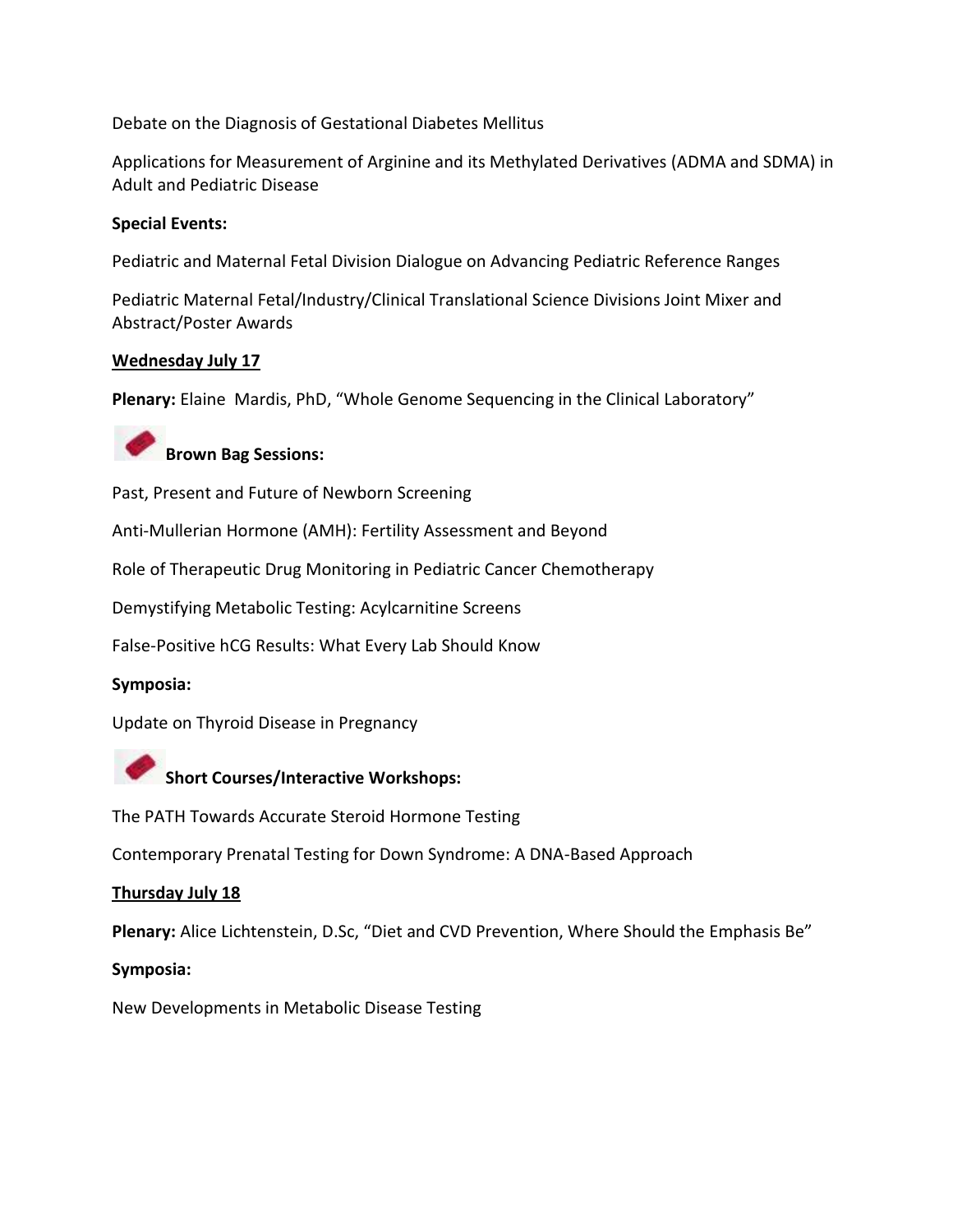Debate on the Diagnosis of Gestational Diabetes Mellitus

Applications for Measurement of Arginine and its Methylated Derivatives (ADMA and SDMA) in Adult and Pediatric Disease

**Special Events:**

Pediatric and Maternal Fetal Division Dialogue on Advancing Pediatric Reference Ranges

Pediatric Maternal Fetal/Industry/Clinical Translational Science Divisions Joint Mixer and Abstract/Poster Awards

**<u>Wednesday July 17</u>**

**Plenary:** Elaine Mardis, PhD, "Whole Genome Sequencing in the Clinical Laboratory"

**Brown Bag Sessions:**

Past, Present and Future of Newborn Screening

Anti-Mullerian Hormone (AMH): Fertility Assessment and Beyond

Role of Therapeutic Drug Monitoring in Pediatric Cancer Chemotherapy

Demystifying Metabolic Testing: Acylcarnitine Screens

False-Positive hCG Results: What Every Lab Should Know

**Symposia:**

Update on Thyroid Disease in Pregnancy

**Short Courses/Interactive Workshops:**

The PATH Towards Accurate Steroid Hormone Testing

Contemporary Prenatal Testing for Down Syndrome: A DNA-Based Approach

**<u>Thursday July 18</u>**

**Plenary:** Alice Lichtenstein, D.Sc, "Diet and CVD Prevention, Where Should the Emphasis Be"

**Symposia:**

New Developments in Metabolic Disease Testing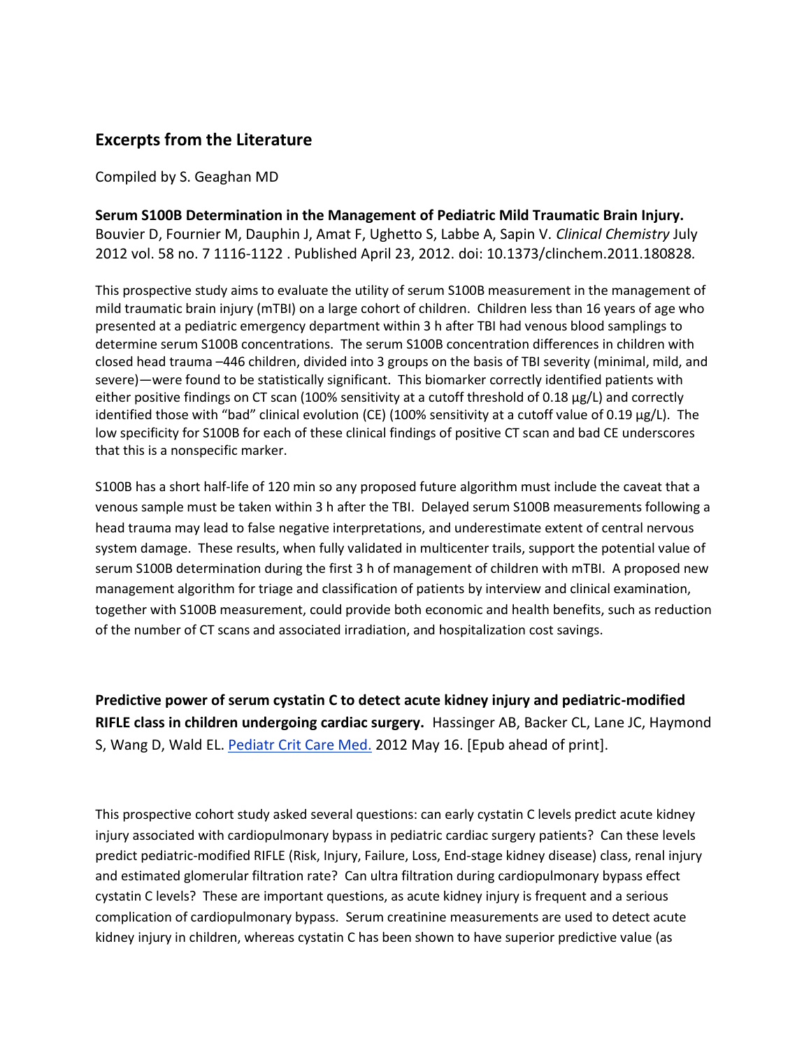## Excerpts from the Literature

Compiled by S. Geaghan MD

**Serum S100B Determination in the Management of Pediatric Mild Traumatic Brain Injury.** Bouvier D, Fournier M, Dauphin J, Amat F, Ughetto S, Labbe A, Sapin V. *Clinical Chemistry* July 2012 vol. 58 no. 7 1116-1122 . Published April 23, 2012. doi: 10.1373/clinchem.2011.180828.

This prospective study aims to evaluate the utility of serum S100B measurement in the management of mild traumatic brain injury (mTBI) on a large cohort of children. Children less than 16 years of age who presented at a pediatric emergency department within 3 h after TBI had venous blood samplings to determine serum S100B concentrations. The serum S100B concentration differences in children with closed head trauma –446 children, divided into 3 groups on the basis of TBI severity (minimal, mild, and severe)—were found to be statistically significant. This biomarker correctly identified patients with either positive findings on CT scan (100% sensitivity at a cutoff threshold of 0.18 μg/L) and correctly identified those with "bad" clinical evolution (CE) (100% sensitivity at a cutoff value of 0.19 μg/L). The low specificity for S100B for each of these clinical findings of positive CT scan and bad CE underscores that this is a nonspecific marker.

S100B has a short half-life of 120 min so any proposed future algorithm must include the caveat that a venous sample must be taken within 3 h after the TBI. Delayed serum S100B measurements following a head trauma may lead to false negative interpretations, and underestimate extent of central nervous system damage. These results, when fully validated in multicenter trails, support the potential value of serum S100B determination during the first 3 h of management of children with mTBI. A proposed new management algorithm for triage and classification of patients by interview and clinical examination, together with S100B measurement, could provide both economic and health benefits, such as reduction of the number of CT scans and associated irradiation, and hospitalization cost savings.

**Predictive power of serum cystatin C to detect acute kidney injury and pediatric-modified RIFLE class in children undergoing cardiac surgery.** Hassinger AB, Backer CL, Lane JC, Haymond S, Wang D, Wald EL. Pediatr Crit Care Med. 2012 May 16. [Epub ahead of print].

This prospective cohort study asked several questions: can early cystatin C levels predict acute kidney injury associated with cardiopulmonary bypass in pediatric cardiac surgery patients? Can these levels predict pediatric-modified RIFLE (Risk, Injury, Failure, Loss, End-stage kidney disease) class, renal injury and estimated glomerular filtration rate? Can ultra filtration during cardiopulmonary bypass effect cystatin C levels? These are important questions, as acute kidney injury is frequent and a serious complication of cardiopulmonary bypass. Serum creatinine measurements are used to detect acute kidney injury in children, whereas cystatin C has been shown to have superior predictive value (as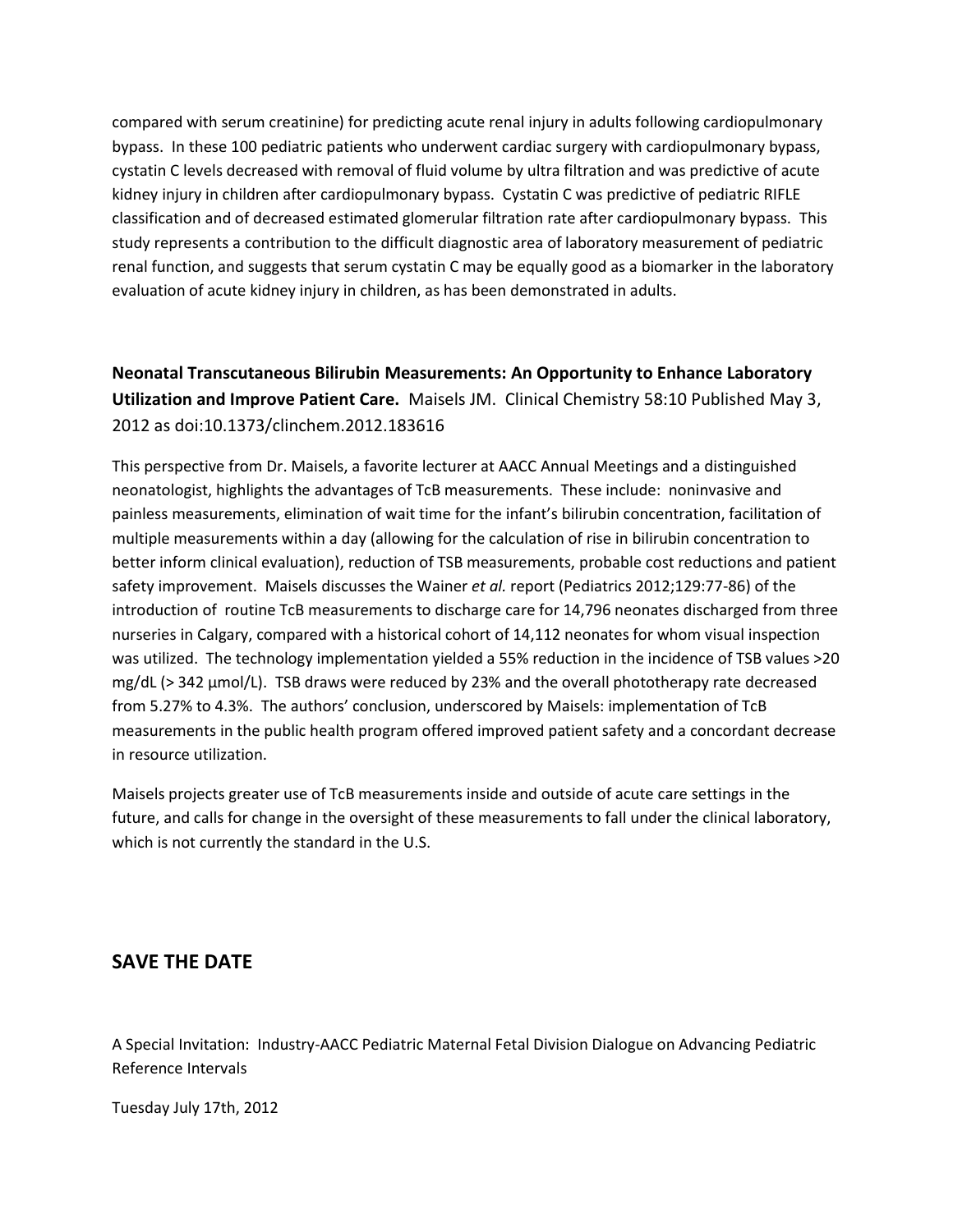compared with serum creatinine) for predicting acute renal injury in adults following cardiopulmonary bypass. In these 100 pediatric patients who underwent cardiac surgery with cardiopulmonary bypass, cystatin C levels decreased with removal of fluid volume by ultra filtration and was predictive of acute kidney injury in children after cardiopulmonary bypass. Cystatin C was predictive of pediatric RIFLE classification and of decreased estimated glomerular filtration rate after cardiopulmonary bypass. This study represents a contribution to the difficult diagnostic area of laboratory measurement of pediatric renal function, and suggests that serum cystatin C may be equally good as a biomarker in the laboratory evaluation of acute kidney injury in children, as has been demonstrated in adults.

**Neonatal Transcutaneous Bilirubin Measurements: An Opportunity to Enhance Laboratory Utilization and Improve Patient Care.** Maisels JM. Clinical Chemistry 58:10 Published May 3, 2012 as doi:10.1373/clinchem.2012.183616

This perspective from Dr. Maisels, a favorite lecturer at AACC Annual Meetings and a distinguished neonatologist, highlights the advantages of TcB measurements. These include: noninvasive and painless measurements, elimination of wait time for the infant's bilirubin concentration, facilitation of multiple measurements within a day (allowing for the calculation of rise in bilirubin concentration to better inform clinical evaluation), reduction of TSB measurements, probable cost reductions and patient safety improvement. Maisels discusses the Wainer *et al.* report (Pediatrics 2012;129:77-86) of the introduction of routine TcB measurements to discharge care for 14,796 neonates discharged from three nurseries in Calgary, compared with a historical cohort of 14,112 neonates for whom visual inspection was utilized. The technology implementation yielded a 55% reduction in the incidence of TSB values >20 mg/dL (> 342 µmol/L). TSB draws were reduced by 23% and the overall phototherapy rate decreased from 5.27% to 4.3%. The authors' conclusion, underscored by Maisels: implementation of TcB measurements in the public health program offered improved patient safety and a concordant decrease in resource utilization.

Maisels projects greater use of TcB measurements inside and outside of acute care settings in the future, and calls for change in the oversight of these measurements to fall under the clinical laboratory, which is not currently the standard in the U.S.

## SAVE THE DATE

A Special Invitation: Industry-AACC Pediatric Maternal Fetal Division Dialogue on Advancing Pediatric Reference Intervals

Tuesday July 17th, 2012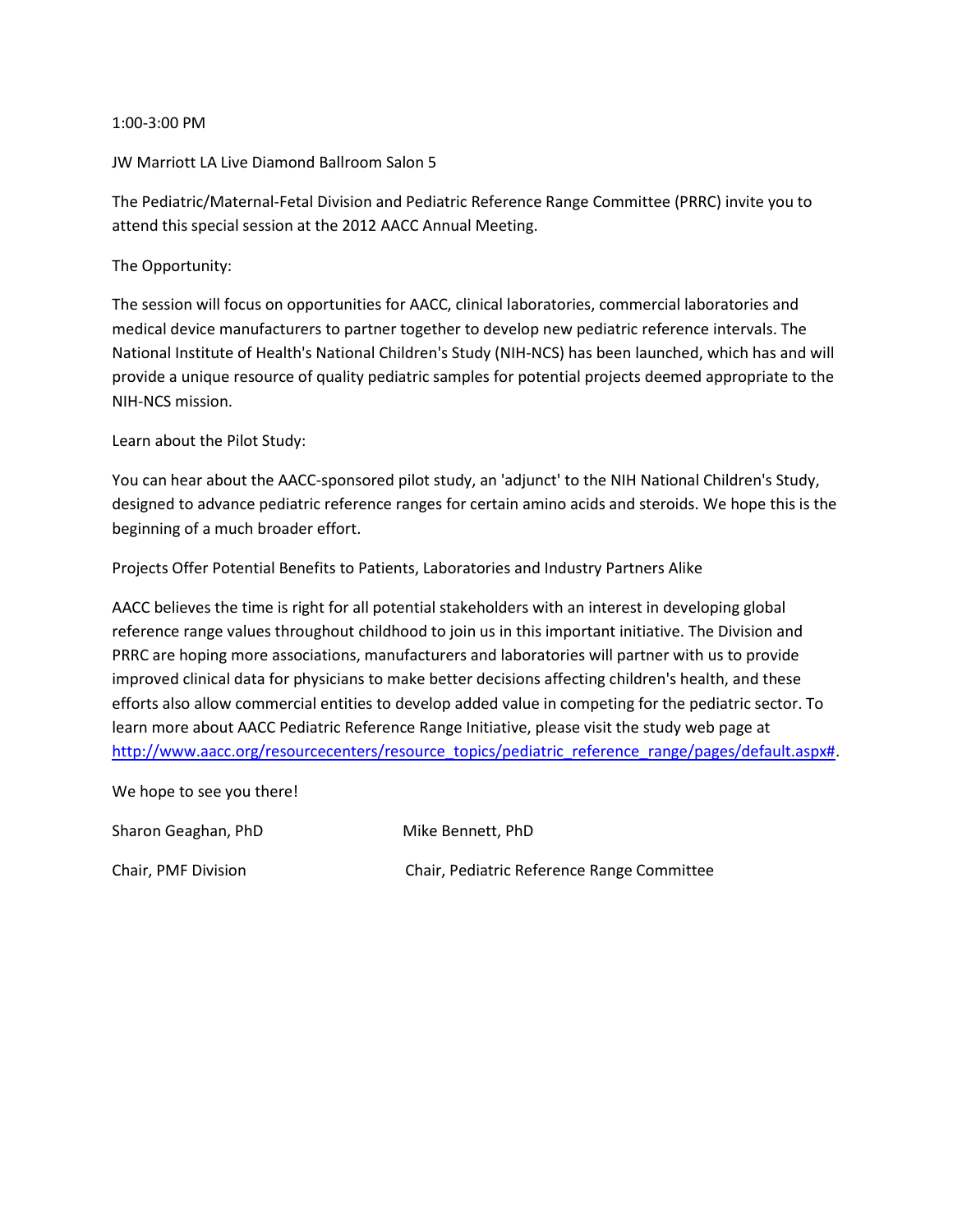1:00-3:00 PM

JW Marriott LA Live Diamond Ballroom Salon 5

The Pediatric/Maternal-Fetal Division and Pediatric Reference Range Committee (PRRC) invite you to attend this special session at the 2012 AACC Annual Meeting.

The Opportunity:

The session will focus on opportunities for AACC, clinical laboratories, commercial laboratories and medical device manufacturers to partner together to develop new pediatric reference intervals. The National Institute of Health's National Children's Study (NIH-NCS) has been launched, which has and will provide a unique resource of quality pediatric samples for potential projects deemed appropriate to the NIH-NCS mission.

Learn about the Pilot Study:

You can hear about the AACC-sponsored pilot study, an 'adjunct' to the NIH National Children's Study, designed to advance pediatric reference ranges for certain amino acids and steroids. We hope this is the beginning of a much broader effort.

Projects Offer Potential Benefits to Patients, Laboratories and Industry Partners Alike

AACC believes the time is right for all potential stakeholders with an interest in developing global reference range values throughout childhood to join us in this important initiative. The Division and PRRC are hoping more associations, manufacturers and laboratories will partner with us to provide improved clinical data for physicians to make better decisions affecting children's health, and these efforts also allow commercial entities to develop added value in competing for the pediatric sector. To learn more about AACC Pediatric Reference Range Initiative, please visit the study web page at http://www.aacc.org/resourcecenters/resource_topics/pediatric_reference_range/pages/default.aspx#.

We hope to see you there!

Sharon Geaghan, PhD
Chair, PMF Division

Mike Bennett, PhD
Chair, Pediatric Reference Range Committee